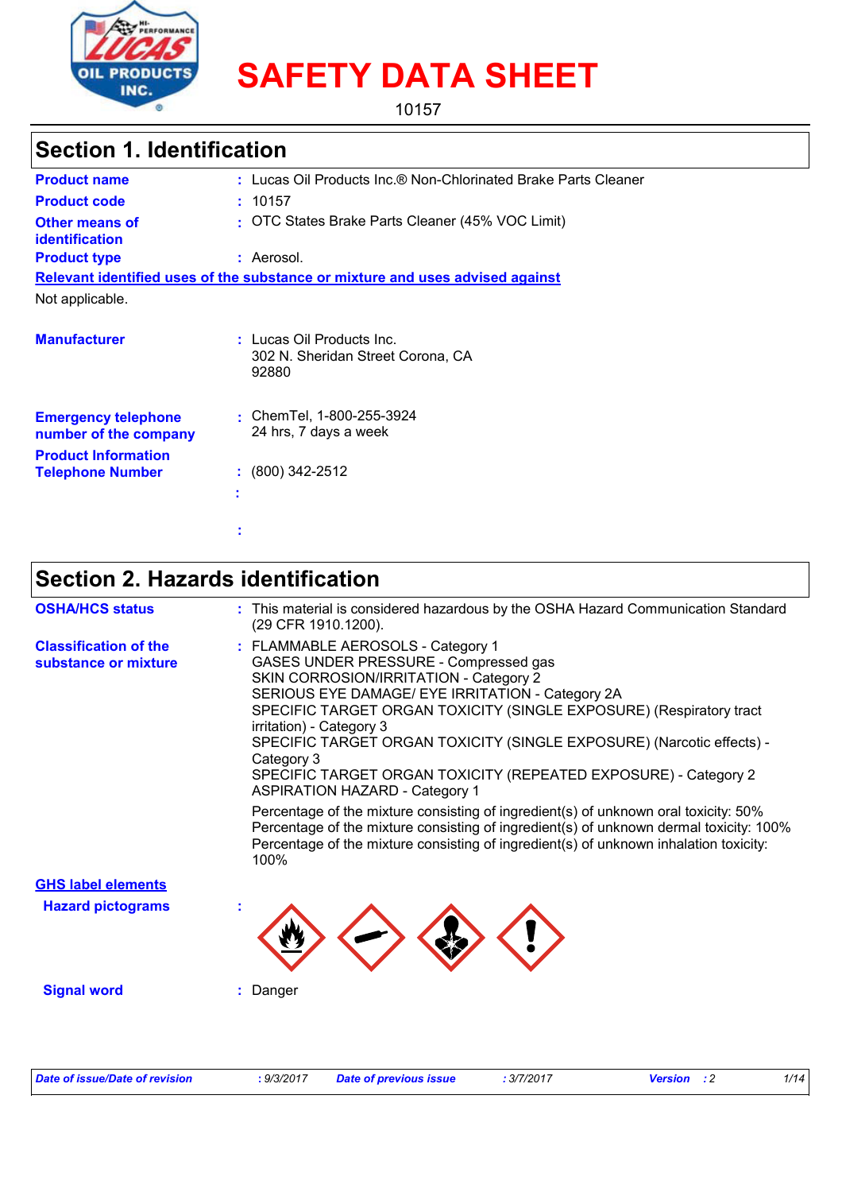# SAFETY DATA SHEET

10157

## Section 1. Identification

**Product name** : Lucas Oil Products Inc.® Non-Chlorinated Brake Parts Cleaner

**Product code** : 10157

**Other means of identification** : OTC States Brake Parts Cleaner (45% VOC Limit)

**Product type** : Aerosol.

**Relevant identified uses of the substance or mixture and uses advised against**

Not applicable.

**Manufacturer** : Lucas Oil Products Inc.
302 N. Sheridan Street Corona, CA
92880

**Emergency telephone number of the company** : ChemTel, 1-800-255-3924
24 hrs, 7 days a week

**Product Information Telephone Number** : (800) 342-2512

## Section 2. Hazards identification

**OSHA/HCS status** : This material is considered hazardous by the OSHA Hazard Communication Standard (29 CFR 1910.1200).

**Classification of the substance or mixture** : FLAMMABLE AEROSOLS - Category 1
GASES UNDER PRESSURE - Compressed gas
SKIN CORROSION/IRRITATION - Category 2
SERIOUS EYE DAMAGE/ EYE IRRITATION - Category 2A
SPECIFIC TARGET ORGAN TOXICITY (SINGLE EXPOSURE) (Respiratory tract irritation) - Category 3
SPECIFIC TARGET ORGAN TOXICITY (SINGLE EXPOSURE) (Narcotic effects) - Category 3
SPECIFIC TARGET ORGAN TOXICITY (REPEATED EXPOSURE) - Category 2
ASPIRATION HAZARD - Category 1

Percentage of the mixture consisting of ingredient(s) of unknown oral toxicity: 50%
Percentage of the mixture consisting of ingredient(s) of unknown dermal toxicity: 100%
Percentage of the mixture consisting of ingredient(s) of unknown inhalation toxicity: 100%

**GHS label elements**

**Hazard pictograms** :

**Signal word** : Danger

*Date of issue/Date of revision* : 9/3/2017 *Date of previous issue* : 3/7/2017 *Version* : 2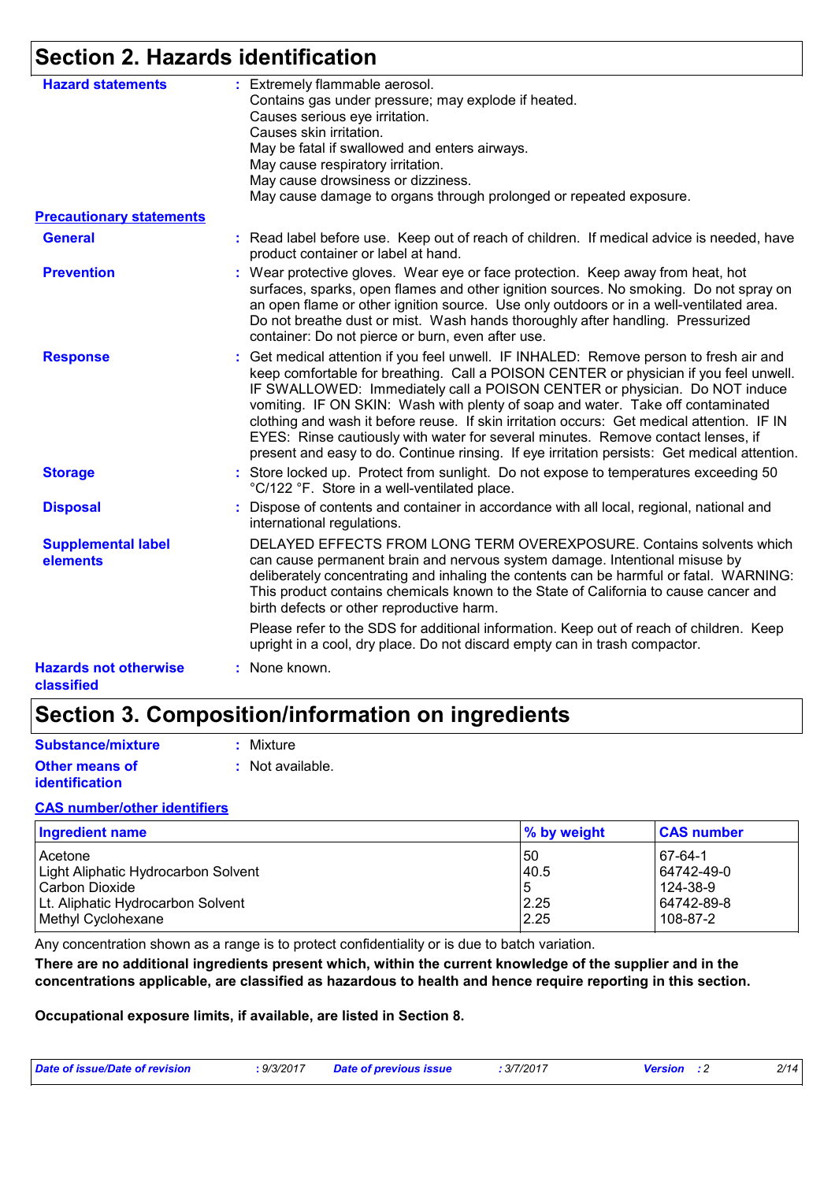## Section 2. Hazards identification

**Hazard statements** : Extremely flammable aerosol.
Contains gas under pressure; may explode if heated.
Causes serious eye irritation.
Causes skin irritation.
May be fatal if swallowed and enters airways.
May cause respiratory irritation.
May cause drowsiness or dizziness.
May cause damage to organs through prolonged or repeated exposure.

**Precautionary statements**

**General** : Read label before use. Keep out of reach of children. If medical advice is needed, have product container or label at hand.

**Prevention** : Wear protective gloves. Wear eye or face protection. Keep away from heat, hot surfaces, sparks, open flames and other ignition sources. No smoking. Do not spray on an open flame or other ignition source. Use only outdoors or in a well-ventilated area. Do not breathe dust or mist. Wash hands thoroughly after handling. Pressurized container: Do not pierce or burn, even after use.

**Response** : Get medical attention if you feel unwell. IF INHALED: Remove person to fresh air and keep comfortable for breathing. Call a POISON CENTER or physician if you feel unwell. IF SWALLOWED: Immediately call a POISON CENTER or physician. Do NOT induce vomiting. IF ON SKIN: Wash with plenty of soap and water. Take off contaminated clothing and wash it before reuse. If skin irritation occurs: Get medical attention. IF IN EYES: Rinse cautiously with water for several minutes. Remove contact lenses, if present and easy to do. Continue rinsing. If eye irritation persists: Get medical attention.

**Storage** : Store locked up. Protect from sunlight. Do not expose to temperatures exceeding 50 °C/122 °F. Store in a well-ventilated place.

**Disposal** : Dispose of contents and container in accordance with all local, regional, national and international regulations.

**Supplemental label elements**

DELAYED EFFECTS FROM LONG TERM OVEREXPOSURE. Contains solvents which can cause permanent brain and nervous system damage. Intentional misuse by deliberately concentrating and inhaling the contents can be harmful or fatal. WARNING: This product contains chemicals known to the State of California to cause cancer and birth defects or other reproductive harm.

Please refer to the SDS for additional information. Keep out of reach of children. Keep upright in a cool, dry place. Do not discard empty can in trash compactor.

**Hazards not otherwise classified** : None known.

## Section 3. Composition/information on ingredients

**Substance/mixture** : Mixture

**Other means of identification** : Not available.

**CAS number/other identifiers**

| Ingredient name | % by weight | CAS number |
|---|---|---|
| Acetone | 50 | 67-64-1 |
| Light Aliphatic Hydrocarbon Solvent | 40.5 | 64742-49-0 |
| Carbon Dioxide | 5 | 124-38-9 |
| Lt. Aliphatic Hydrocarbon Solvent | 2.25 | 64742-89-8 |
| Methyl Cyclohexane | 2.25 | 108-87-2 |

Any concentration shown as a range is to protect confidentiality or is due to batch variation.

**There are no additional ingredients present which, within the current knowledge of the supplier and in the concentrations applicable, are classified as hazardous to health and hence require reporting in this section.**

**Occupational exposure limits, if available, are listed in Section 8.**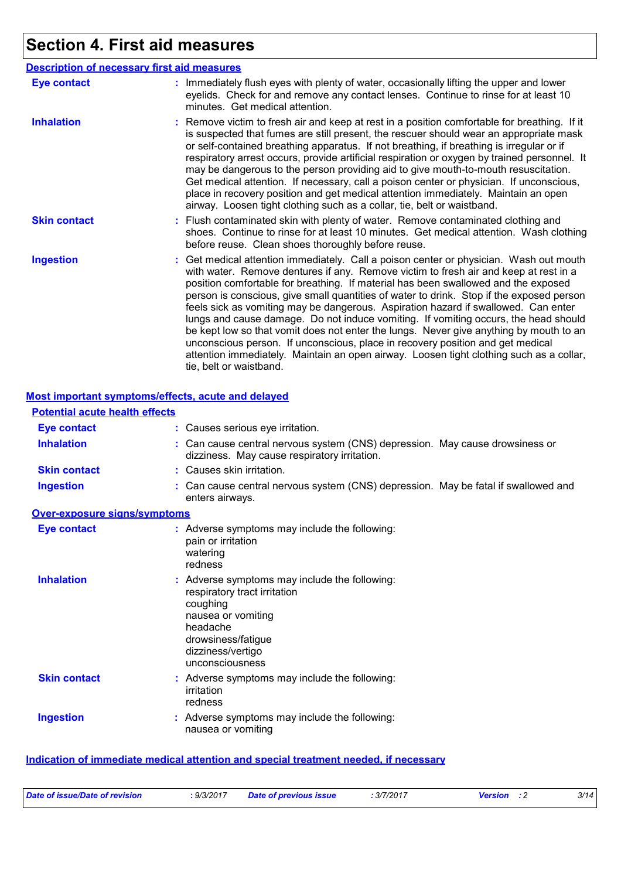## Section 4. First aid measures

### Description of necessary first aid measures

**Eye contact** : Immediately flush eyes with plenty of water, occasionally lifting the upper and lower eyelids. Check for and remove any contact lenses. Continue to rinse for at least 10 minutes. Get medical attention.

**Inhalation** : Remove victim to fresh air and keep at rest in a position comfortable for breathing. If it is suspected that fumes are still present, the rescuer should wear an appropriate mask or self-contained breathing apparatus. If not breathing, if breathing is irregular or if respiratory arrest occurs, provide artificial respiration or oxygen by trained personnel. It may be dangerous to the person providing aid to give mouth-to-mouth resuscitation. Get medical attention. If necessary, call a poison center or physician. If unconscious, place in recovery position and get medical attention immediately. Maintain an open airway. Loosen tight clothing such as a collar, tie, belt or waistband.

**Skin contact** : Flush contaminated skin with plenty of water. Remove contaminated clothing and shoes. Continue to rinse for at least 10 minutes. Get medical attention. Wash clothing before reuse. Clean shoes thoroughly before reuse.

**Ingestion** : Get medical attention immediately. Call a poison center or physician. Wash out mouth with water. Remove dentures if any. Remove victim to fresh air and keep at rest in a position comfortable for breathing. If material has been swallowed and the exposed person is conscious, give small quantities of water to drink. Stop if the exposed person feels sick as vomiting may be dangerous. Aspiration hazard if swallowed. Can enter lungs and cause damage. Do not induce vomiting. If vomiting occurs, the head should be kept low so that vomit does not enter the lungs. Never give anything by mouth to an unconscious person. If unconscious, place in recovery position and get medical attention immediately. Maintain an open airway. Loosen tight clothing such as a collar, tie, belt or waistband.

### Most important symptoms/effects, acute and delayed

#### Potential acute health effects

**Eye contact** : Causes serious eye irritation.

**Inhalation** : Can cause central nervous system (CNS) depression. May cause drowsiness or dizziness. May cause respiratory irritation.

**Skin contact** : Causes skin irritation.

**Ingestion** : Can cause central nervous system (CNS) depression. May be fatal if swallowed and enters airways.

#### Over-exposure signs/symptoms

**Eye contact** : Adverse symptoms may include the following:
pain or irritation
watering
redness

**Inhalation** : Adverse symptoms may include the following:
respiratory tract irritation
coughing
nausea or vomiting
headache
drowsiness/fatigue
dizziness/vertigo
unconsciousness

**Skin contact** : Adverse symptoms may include the following:
irritation
redness

**Ingestion** : Adverse symptoms may include the following:
nausea or vomiting

### Indication of immediate medical attention and special treatment needed, if necessary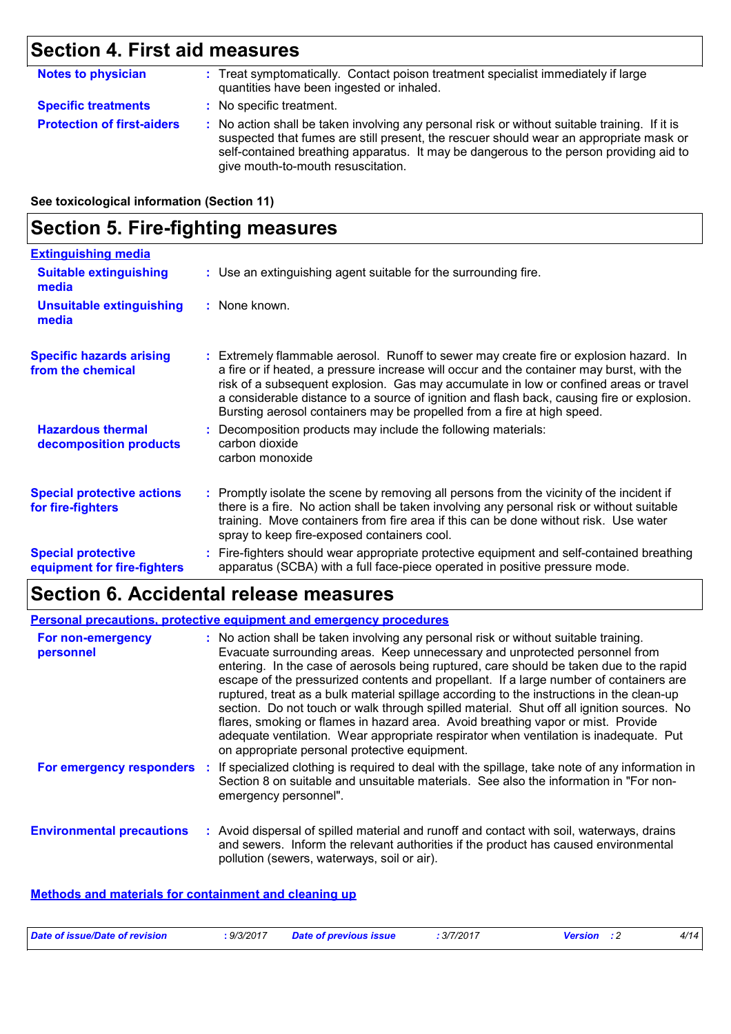## Section 4. First aid measures

**Notes to physician** : Treat symptomatically. Contact poison treatment specialist immediately if large quantities have been ingested or inhaled.

**Specific treatments** : No specific treatment.

**Protection of first-aiders** : No action shall be taken involving any personal risk or without suitable training. If it is suspected that fumes are still present, the rescuer should wear an appropriate mask or self-contained breathing apparatus. It may be dangerous to the person providing aid to give mouth-to-mouth resuscitation.

**See toxicological information (Section 11)**

## Section 5. Fire-fighting measures

### Extinguishing media

**Suitable extinguishing media** : Use an extinguishing agent suitable for the surrounding fire.

**Unsuitable extinguishing media** : None known.

**Specific hazards arising from the chemical** : Extremely flammable aerosol. Runoff to sewer may create fire or explosion hazard. In a fire or if heated, a pressure increase will occur and the container may burst, with the risk of a subsequent explosion. Gas may accumulate in low or confined areas or travel a considerable distance to a source of ignition and flash back, causing fire or explosion. Bursting aerosol containers may be propelled from a fire at high speed.

**Hazardous thermal decomposition products** : Decomposition products may include the following materials:
carbon dioxide
carbon monoxide

**Special protective actions for fire-fighters** : Promptly isolate the scene by removing all persons from the vicinity of the incident if there is a fire. No action shall be taken involving any personal risk or without suitable training. Move containers from fire area if this can be done without risk. Use water spray to keep fire-exposed containers cool.

**Special protective equipment for fire-fighters** : Fire-fighters should wear appropriate protective equipment and self-contained breathing apparatus (SCBA) with a full face-piece operated in positive pressure mode.

## Section 6. Accidental release measures

### Personal precautions, protective equipment and emergency procedures

**For non-emergency personnel** : No action shall be taken involving any personal risk or without suitable training. Evacuate surrounding areas. Keep unnecessary and unprotected personnel from entering. In the case of aerosols being ruptured, care should be taken due to the rapid escape of the pressurized contents and propellant. If a large number of containers are ruptured, treat as a bulk material spillage according to the instructions in the clean-up section. Do not touch or walk through spilled material. Shut off all ignition sources. No flares, smoking or flames in hazard area. Avoid breathing vapor or mist. Provide adequate ventilation. Wear appropriate respirator when ventilation is inadequate. Put on appropriate personal protective equipment.

**For emergency responders** : If specialized clothing is required to deal with the spillage, take note of any information in Section 8 on suitable and unsuitable materials. See also the information in "For non-emergency personnel".

**Environmental precautions** : Avoid dispersal of spilled material and runoff and contact with soil, waterways, drains and sewers. Inform the relevant authorities if the product has caused environmental pollution (sewers, waterways, soil or air).

### Methods and materials for containment and cleaning up

*Date of issue/Date of revision* : 9/3/2017 *Date of previous issue* : 3/7/2017 *Version* : 2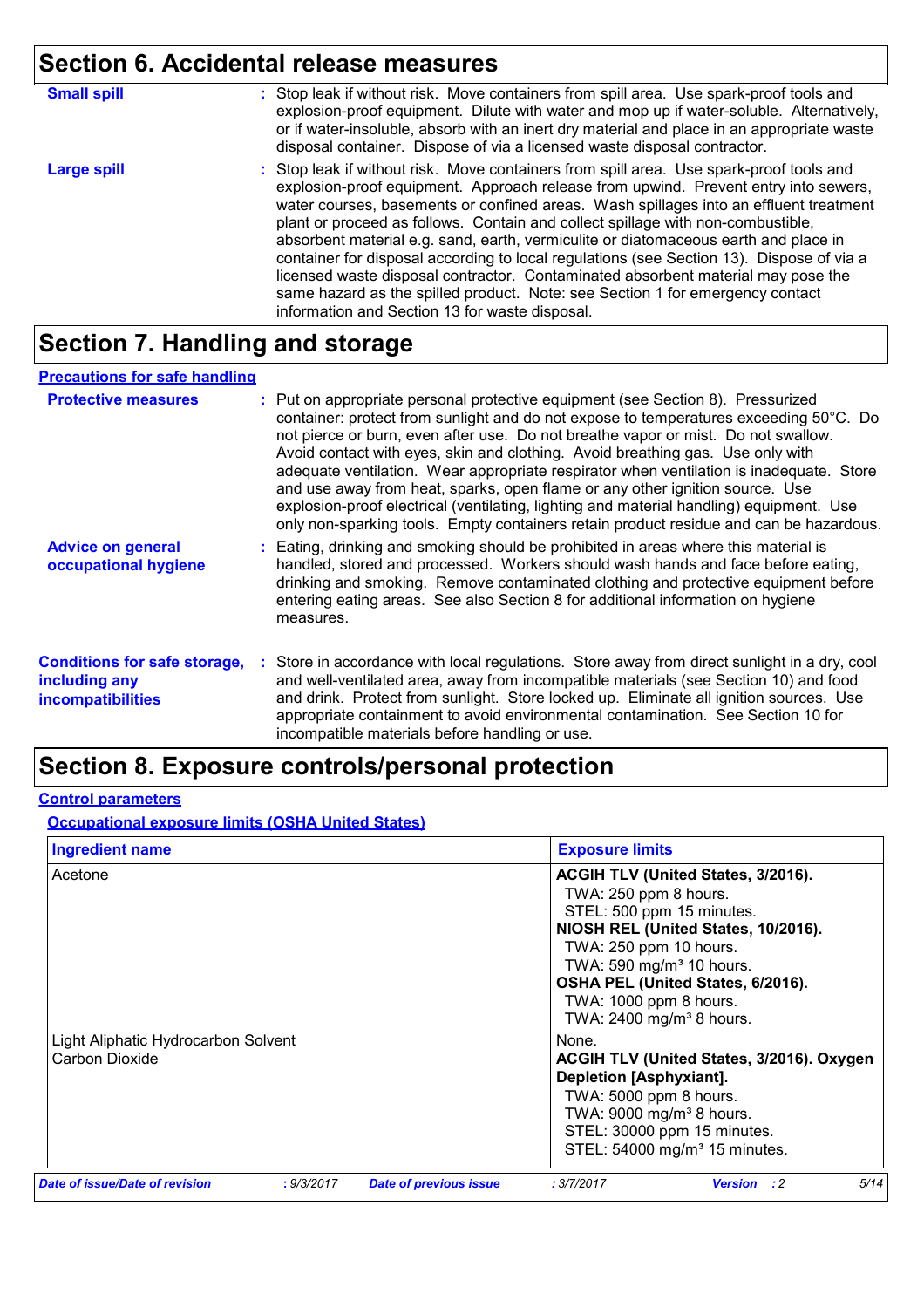## Section 6. Accidental release measures

**Small spill** : Stop leak if without risk. Move containers from spill area. Use spark-proof tools and explosion-proof equipment. Dilute with water and mop up if water-soluble. Alternatively, or if water-insoluble, absorb with an inert dry material and place in an appropriate waste disposal container. Dispose of via a licensed waste disposal contractor.

**Large spill** : Stop leak if without risk. Move containers from spill area. Use spark-proof tools and explosion-proof equipment. Approach release from upwind. Prevent entry into sewers, water courses, basements or confined areas. Wash spillages into an effluent treatment plant or proceed as follows. Contain and collect spillage with non-combustible, absorbent material e.g. sand, earth, vermiculite or diatomaceous earth and place in container for disposal according to local regulations (see Section 13). Dispose of via a licensed waste disposal contractor. Contaminated absorbent material may pose the same hazard as the spilled product. Note: see Section 1 for emergency contact information and Section 13 for waste disposal.

## Section 7. Handling and storage

### Precautions for safe handling

**Protective measures** : Put on appropriate personal protective equipment (see Section 8). Pressurized container: protect from sunlight and do not expose to temperatures exceeding 50°C. Do not pierce or burn, even after use. Do not breathe vapor or mist. Do not swallow. Avoid contact with eyes, skin and clothing. Avoid breathing gas. Use only with adequate ventilation. Wear appropriate respirator when ventilation is inadequate. Store and use away from heat, sparks, open flame or any other ignition source. Use explosion-proof electrical (ventilating, lighting and material handling) equipment. Use only non-sparking tools. Empty containers retain product residue and can be hazardous.

**Advice on general occupational hygiene** : Eating, drinking and smoking should be prohibited in areas where this material is handled, stored and processed. Workers should wash hands and face before eating, drinking and smoking. Remove contaminated clothing and protective equipment before entering eating areas. See also Section 8 for additional information on hygiene measures.

**Conditions for safe storage, including any incompatibilities** : Store in accordance with local regulations. Store away from direct sunlight in a dry, cool and well-ventilated area, away from incompatible materials (see Section 10) and food and drink. Protect from sunlight. Store locked up. Eliminate all ignition sources. Use appropriate containment to avoid environmental contamination. See Section 10 for incompatible materials before handling or use.

## Section 8. Exposure controls/personal protection

### Control parameters

#### Occupational exposure limits (OSHA United States)

| Ingredient name | Exposure limits |
|---|---|
| Acetone | **ACGIH TLV (United States, 3/2016).**<br>TWA: 250 ppm 8 hours.<br>STEL: 500 ppm 15 minutes.<br>**NIOSH REL (United States, 10/2016).**<br>TWA: 250 ppm 10 hours.<br>TWA: 590 mg/m³ 10 hours.<br>**OSHA PEL (United States, 6/2016).**<br>TWA: 1000 ppm 8 hours.<br>TWA: 2400 mg/m³ 8 hours. |
| Light Aliphatic Hydrocarbon Solvent | None. |
| Carbon Dioxide | **ACGIH TLV (United States, 3/2016). Oxygen Depletion [Asphyxiant].**<br>TWA: 5000 ppm 8 hours.<br>TWA: 9000 mg/m³ 8 hours.<br>STEL: 30000 ppm 15 minutes.<br>STEL: 54000 mg/m³ 15 minutes. |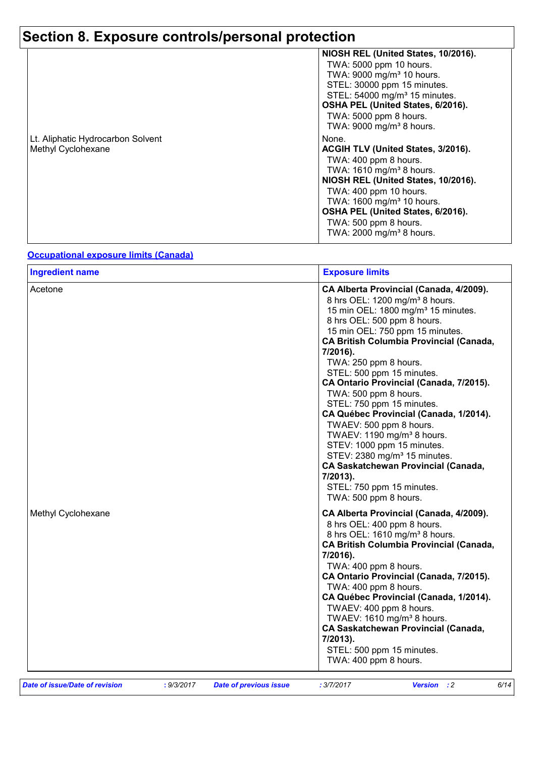# Section 8. Exposure controls/personal protection

| | |
|---|---|
| | **NIOSH REL (United States, 10/2016).**<br>TWA: 5000 ppm 10 hours.<br>TWA: 9000 mg/m³ 10 hours.<br>STEL: 30000 ppm 15 minutes.<br>STEL: 54000 mg/m³ 15 minutes.<br>**OSHA PEL (United States, 6/2016).**<br>TWA: 5000 ppm 8 hours.<br>TWA: 9000 mg/m³ 8 hours. |
| Lt. Aliphatic Hydrocarbon Solvent | None. |
| Methyl Cyclohexane | **ACGIH TLV (United States, 3/2016).**<br>TWA: 400 ppm 8 hours.<br>TWA: 1610 mg/m³ 8 hours.<br>**NIOSH REL (United States, 10/2016).**<br>TWA: 400 ppm 10 hours.<br>TWA: 1600 mg/m³ 10 hours.<br>**OSHA PEL (United States, 6/2016).**<br>TWA: 500 ppm 8 hours.<br>TWA: 2000 mg/m³ 8 hours. |

**Occupational exposure limits (Canada)**

| Ingredient name | Exposure limits |
|---|---|
| Acetone | **CA Alberta Provincial (Canada, 4/2009).**<br>8 hrs OEL: 1200 mg/m³ 8 hours.<br>15 min OEL: 1800 mg/m³ 15 minutes.<br>8 hrs OEL: 500 ppm 8 hours.<br>15 min OEL: 750 ppm 15 minutes.<br>**CA British Columbia Provincial (Canada, 7/2016).**<br>TWA: 250 ppm 8 hours.<br>STEL: 500 ppm 15 minutes.<br>**CA Ontario Provincial (Canada, 7/2015).**<br>TWA: 500 ppm 8 hours.<br>STEL: 750 ppm 15 minutes.<br>**CA Québec Provincial (Canada, 1/2014).**<br>TWAEV: 500 ppm 8 hours.<br>TWAEV: 1190 mg/m³ 8 hours.<br>STEV: 1000 ppm 15 minutes.<br>STEV: 2380 mg/m³ 15 minutes.<br>**CA Saskatchewan Provincial (Canada, 7/2013).**<br>STEL: 750 ppm 15 minutes.<br>TWA: 500 ppm 8 hours. |
| Methyl Cyclohexane | **CA Alberta Provincial (Canada, 4/2009).**<br>8 hrs OEL: 400 ppm 8 hours.<br>8 hrs OEL: 1610 mg/m³ 8 hours.<br>**CA British Columbia Provincial (Canada, 7/2016).**<br>TWA: 400 ppm 8 hours.<br>**CA Ontario Provincial (Canada, 7/2015).**<br>TWA: 400 ppm 8 hours.<br>**CA Québec Provincial (Canada, 1/2014).**<br>TWAEV: 400 ppm 8 hours.<br>TWAEV: 1610 mg/m³ 8 hours.<br>**CA Saskatchewan Provincial (Canada, 7/2013).**<br>STEL: 500 ppm 15 minutes.<br>TWA: 400 ppm 8 hours. |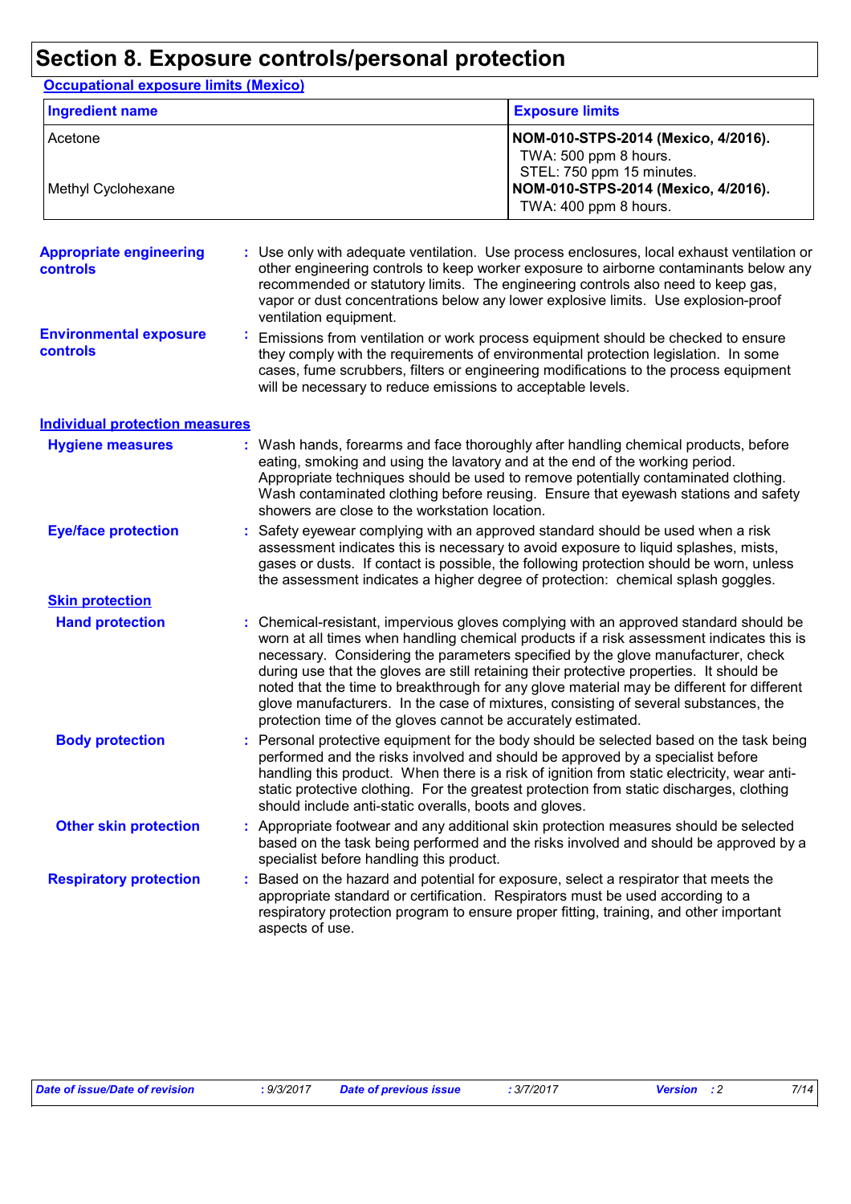# Section 8. Exposure controls/personal protection

## Occupational exposure limits (Mexico)

| Ingredient name | Exposure limits |
|---|---|
| Acetone | **NOM-010-STPS-2014 (Mexico, 4/2016).**<br>TWA: 500 ppm 8 hours.<br>STEL: 750 ppm 15 minutes. |
| Methyl Cyclohexane | **NOM-010-STPS-2014 (Mexico, 4/2016).**<br>TWA: 400 ppm 8 hours. |

**Appropriate engineering controls** : Use only with adequate ventilation. Use process enclosures, local exhaust ventilation or other engineering controls to keep worker exposure to airborne contaminants below any recommended or statutory limits. The engineering controls also need to keep gas, vapor or dust concentrations below any lower explosive limits. Use explosion-proof ventilation equipment.

**Environmental exposure controls** : Emissions from ventilation or work process equipment should be checked to ensure they comply with the requirements of environmental protection legislation. In some cases, fume scrubbers, filters or engineering modifications to the process equipment will be necessary to reduce emissions to acceptable levels.

## Individual protection measures

**Hygiene measures** : Wash hands, forearms and face thoroughly after handling chemical products, before eating, smoking and using the lavatory and at the end of the working period. Appropriate techniques should be used to remove potentially contaminated clothing. Wash contaminated clothing before reusing. Ensure that eyewash stations and safety showers are close to the workstation location.

**Eye/face protection** : Safety eyewear complying with an approved standard should be used when a risk assessment indicates this is necessary to avoid exposure to liquid splashes, mists, gases or dusts. If contact is possible, the following protection should be worn, unless the assessment indicates a higher degree of protection: chemical splash goggles.

### Skin protection

**Hand protection** : Chemical-resistant, impervious gloves complying with an approved standard should be worn at all times when handling chemical products if a risk assessment indicates this is necessary. Considering the parameters specified by the glove manufacturer, check during use that the gloves are still retaining their protective properties. It should be noted that the time to breakthrough for any glove material may be different for different glove manufacturers. In the case of mixtures, consisting of several substances, the protection time of the gloves cannot be accurately estimated.

**Body protection** : Personal protective equipment for the body should be selected based on the task being performed and the risks involved and should be approved by a specialist before handling this product. When there is a risk of ignition from static electricity, wear anti-static protective clothing. For the greatest protection from static discharges, clothing should include anti-static overalls, boots and gloves.

**Other skin protection** : Appropriate footwear and any additional skin protection measures should be selected based on the task being performed and the risks involved and should be approved by a specialist before handling this product.

**Respiratory protection** : Based on the hazard and potential for exposure, select a respirator that meets the appropriate standard or certification. Respirators must be used according to a respiratory protection program to ensure proper fitting, training, and other important aspects of use.

*Date of issue/Date of revision* : 9/3/2017 *Date of previous issue* : 3/7/2017 *Version* : 2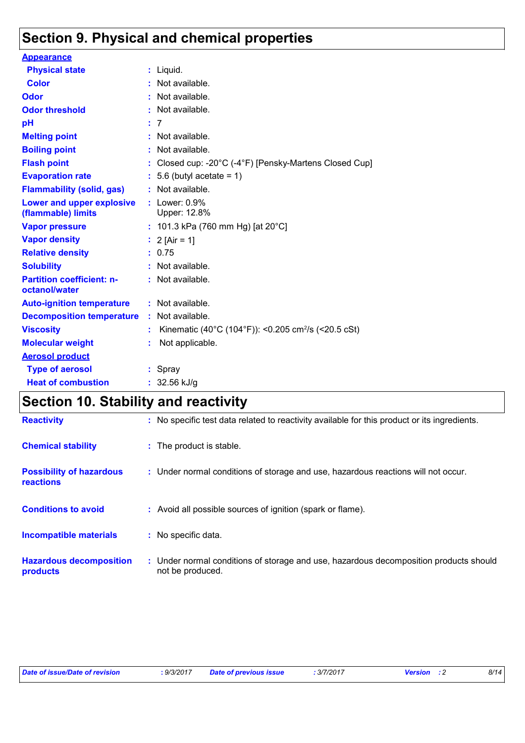# Section 9. Physical and chemical properties

| | |
|---|---|
| **Appearance** | |
| **Physical state** | : Liquid. |
| **Color** | : Not available. |
| **Odor** | : Not available. |
| **Odor threshold** | : Not available. |
| **pH** | : 7 |
| **Melting point** | : Not available. |
| **Boiling point** | : Not available. |
| **Flash point** | : Closed cup: -20°C (-4°F) [Pensky-Martens Closed Cup] |
| **Evaporation rate** | : 5.6 (butyl acetate = 1) |
| **Flammability (solid, gas)** | : Not available. |
| **Lower and upper explosive (flammable) limits** | : Lower: 0.9% Upper: 12.8% |
| **Vapor pressure** | : 101.3 kPa (760 mm Hg) [at 20°C] |
| **Vapor density** | : 2 [Air = 1] |
| **Relative density** | : 0.75 |
| **Solubility** | : Not available. |
| **Partition coefficient: n-octanol/water** | : Not available. |
| **Auto-ignition temperature** | : Not available. |
| **Decomposition temperature** | : Not available. |
| **Viscosity** | : Kinematic (40°C (104°F)): <0.205 $cm^2/s$ (<20.5 cSt) |
| **Molecular weight** | : Not applicable. |
| **Aerosol product** | |
| **Type of aerosol** | : Spray |
| **Heat of combustion** | : 32.56 kJ/g |

# Section 10. Stability and reactivity

| | |
|---|---|
| **Reactivity** | : No specific test data related to reactivity available for this product or its ingredients. |
| **Chemical stability** | : The product is stable. |
| **Possibility of hazardous reactions** | : Under normal conditions of storage and use, hazardous reactions will not occur. |
| **Conditions to avoid** | : Avoid all possible sources of ignition (spark or flame). |
| **Incompatible materials** | : No specific data. |
| **Hazardous decomposition products** | : Under normal conditions of storage and use, hazardous decomposition products should not be produced. |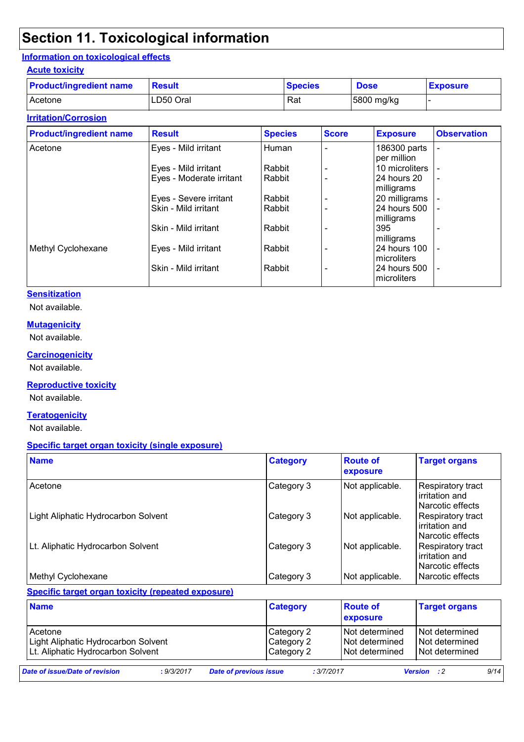# Section 11. Toxicological information

## Information on toxicological effects

### Acute toxicity

| Product/ingredient name | Result | Species | Dose | Exposure |
|---|---|---|---|---|
| Acetone | LD50 Oral | Rat | 5800 mg/kg | - |

### Irritation/Corrosion

| Product/ingredient name | Result | Species | Score | Exposure | Observation |
|---|---|---|---|---|---|
| Acetone | Eyes - Mild irritant | Human | - | 186300 parts per million | - |
| | Eyes - Mild irritant | Rabbit | - | 10 microliters | - |
| | Eyes - Moderate irritant | Rabbit | - | 24 hours 20 milligrams | - |
| | Eyes - Severe irritant | Rabbit | - | 20 milligrams | - |
| | Skin - Mild irritant | Rabbit | - | 24 hours 500 milligrams | - |
| | Skin - Mild irritant | Rabbit | - | 395 milligrams | - |
| Methyl Cyclohexane | Eyes - Mild irritant | Rabbit | - | 24 hours 100 microliters | - |
| | Skin - Mild irritant | Rabbit | - | 24 hours 500 microliters | - |

### Sensitization

Not available.

### Mutagenicity

Not available.

### Carcinogenicity

Not available.

### Reproductive toxicity

Not available.

### Teratogenicity

Not available.

### Specific target organ toxicity (single exposure)

| Name | Category | Route of exposure | Target organs |
|---|---|---|---|
| Acetone | Category 3 | Not applicable. | Respiratory tract irritation and Narcotic effects |
| Light Aliphatic Hydrocarbon Solvent | Category 3 | Not applicable. | Respiratory tract irritation and Narcotic effects |
| Lt. Aliphatic Hydrocarbon Solvent | Category 3 | Not applicable. | Respiratory tract irritation and Narcotic effects |
| Methyl Cyclohexane | Category 3 | Not applicable. | Narcotic effects |

### Specific target organ toxicity (repeated exposure)

| Name | Category | Route of exposure | Target organs |
|---|---|---|---|
| Acetone | Category 2 | Not determined | Not determined |
| Light Aliphatic Hydrocarbon Solvent | Category 2 | Not determined | Not determined |
| Lt. Aliphatic Hydrocarbon Solvent | Category 2 | Not determined | Not determined |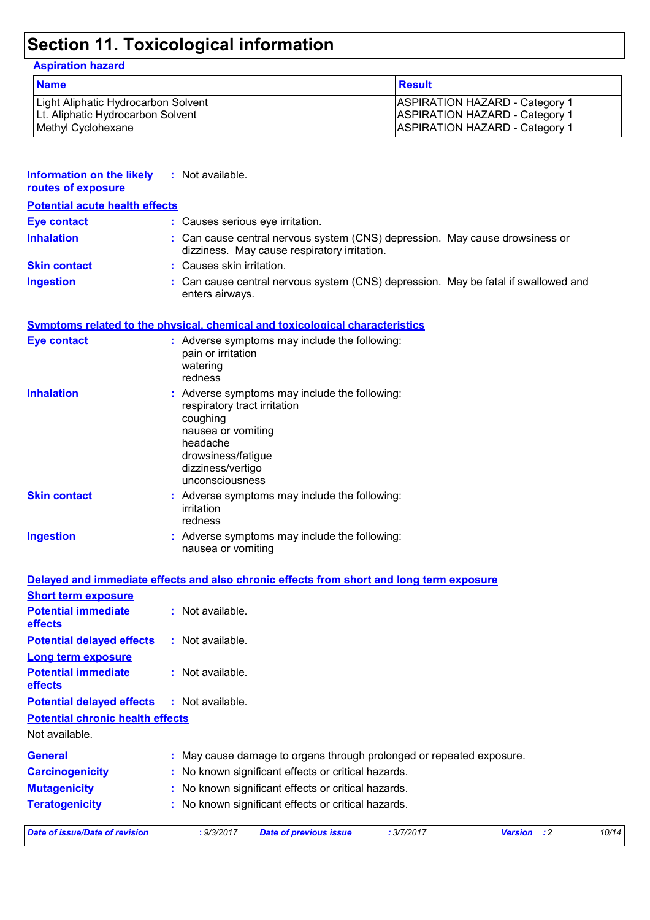# Section 11. Toxicological information

**Aspiration hazard**

| Name | Result |
| --- | --- |
| Light Aliphatic Hydrocarbon Solvent | ASPIRATION HAZARD - Category 1 |
| Lt. Aliphatic Hydrocarbon Solvent | ASPIRATION HAZARD - Category 1 |
| Methyl Cyclohexane | ASPIRATION HAZARD - Category 1 |

**Information on the likely routes of exposure** : Not available.

**Potential acute health effects**

**Eye contact** : Causes serious eye irritation.

**Inhalation** : Can cause central nervous system (CNS) depression. May cause drowsiness or dizziness. May cause respiratory irritation.

**Skin contact** : Causes skin irritation.

**Ingestion** : Can cause central nervous system (CNS) depression. May be fatal if swallowed and enters airways.

**Symptoms related to the physical, chemical and toxicological characteristics**

**Eye contact** : Adverse symptoms may include the following:
pain or irritation
watering
redness

**Inhalation** : Adverse symptoms may include the following:
respiratory tract irritation
coughing
nausea or vomiting
headache
drowsiness/fatigue
dizziness/vertigo
unconsciousness

**Skin contact** : Adverse symptoms may include the following:
irritation
redness

**Ingestion** : Adverse symptoms may include the following:
nausea or vomiting

**Delayed and immediate effects and also chronic effects from short and long term exposure**

**Short term exposure**

**Potential immediate effects** : Not available.

**Potential delayed effects** : Not available.

**Long term exposure**

**Potential immediate effects** : Not available.

**Potential delayed effects** : Not available.

**Potential chronic health effects**

Not available.

**General** : May cause damage to organs through prolonged or repeated exposure.

**Carcinogenicity** : No known significant effects or critical hazards.

**Mutagenicity** : No known significant effects or critical hazards.

**Teratogenicity** : No known significant effects or critical hazards.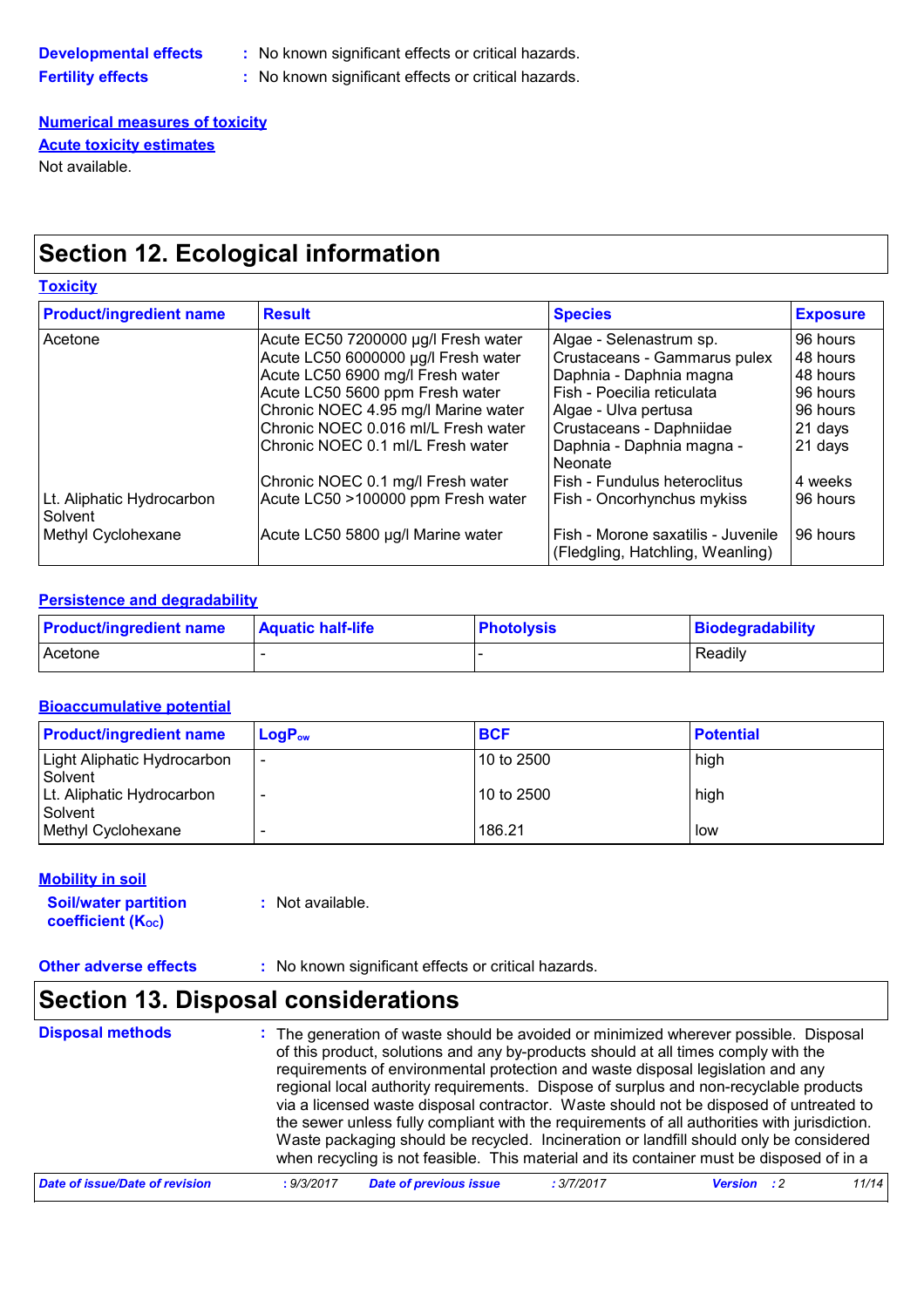**Developmental effects** : No known significant effects or critical hazards.

**Fertility effects** : No known significant effects or critical hazards.

**Numerical measures of toxicity**

**Acute toxicity estimates**

Not available.

## Section 12. Ecological information

**Toxicity**

| Product/ingredient name | Result | Species | Exposure |
|---|---|---|---|
| Acetone | Acute EC50 7200000 µg/l Fresh water | Algae - Selenastrum sp. | 96 hours |
| | Acute LC50 6000000 µg/l Fresh water | Crustaceans - Gammarus pulex | 48 hours |
| | Acute LC50 6900 mg/l Fresh water | Daphnia - Daphnia magna | 48 hours |
| | Acute LC50 5600 ppm Fresh water | Fish - Poecilia reticulata | 96 hours |
| | Chronic NOEC 4.95 mg/l Marine water | Algae - Ulva pertusa | 96 hours |
| | Chronic NOEC 0.016 ml/L Fresh water | Crustaceans - Daphniidae | 21 days |
| | Chronic NOEC 0.1 ml/L Fresh water | Daphnia - Daphnia magna - Neonate | 21 days |
| | Chronic NOEC 0.1 mg/l Fresh water | Fish - Fundulus heteroclitus | 4 weeks |
| Lt. Aliphatic Hydrocarbon Solvent | Acute LC50 >100000 ppm Fresh water | Fish - Oncorhynchus mykiss | 96 hours |
| Methyl Cyclohexane | Acute LC50 5800 µg/l Marine water | Fish - Morone saxatilis - Juvenile (Fledgling, Hatchling, Weanling) | 96 hours |

**Persistence and degradability**

| Product/ingredient name | Aquatic half-life | Photolysis | Biodegradability |
|---|---|---|---|
| Acetone | - | - | Readily |

**Bioaccumulative potential**

| Product/ingredient name | $LogP_{ow}$ | BCF | Potential |
|---|---|---|---|
| Light Aliphatic Hydrocarbon Solvent | - | 10 to 2500 | high |
| Lt. Aliphatic Hydrocarbon Solvent | - | 10 to 2500 | high |
| Methyl Cyclohexane | - | 186.21 | low |

**Mobility in soil**

**Soil/water partition coefficient ($K_{OC}$)** : Not available.

**Other adverse effects** : No known significant effects or critical hazards.

## Section 13. Disposal considerations

**Disposal methods** : The generation of waste should be avoided or minimized wherever possible. Disposal of this product, solutions and any by-products should at all times comply with the requirements of environmental protection and waste disposal legislation and any regional local authority requirements. Dispose of surplus and non-recyclable products via a licensed waste disposal contractor. Waste should not be disposed of untreated to the sewer unless fully compliant with the requirements of all authorities with jurisdiction. Waste packaging should be recycled. Incineration or landfill should only be considered when recycling is not feasible. This material and its container must be disposed of in a

*Date of issue/Date of revision* : 9/3/2017 *Date of previous issue* : 3/7/2017 *Version* : 2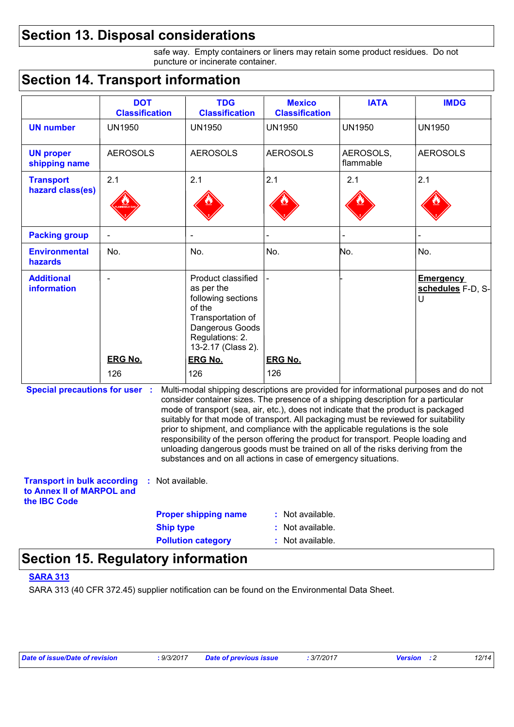## Section 13. Disposal considerations

safe way. Empty containers or liners may retain some product residues. Do not puncture or incinerate container.

## Section 14. Transport information

| | DOT Classification | TDG Classification | Mexico Classification | IATA | IMDG |
|---|---|---|---|---|---|
| **UN number** | UN1950 | UN1950 | UN1950 | UN1950 | UN1950 |
| **UN proper shipping name** | AEROSOLS | AEROSOLS | AEROSOLS | AEROSOLS, flammable | AEROSOLS |
| **Transport hazard class(es)** | 2.1 | 2.1 | 2.1 | 2.1 | 2.1 |
| **Packing group** | - | - | - | - | - |
| **Environmental hazards** | No. | No. | No. | No. | No. |
| **Additional information** | - <br> **ERG No.** <br> 126 | Product classified as per the following sections of the Transportation of Dangerous Goods Regulations: 2.13-2.17 (Class 2). <br> **ERG No.** <br> 126 | - <br> **ERG No.** <br> 126 | - | **Emergency schedules** F-D, S-U |

**Special precautions for user** : Multi-modal shipping descriptions are provided for informational purposes and do not consider container sizes. The presence of a shipping description for a particular mode of transport (sea, air, etc.), does not indicate that the product is packaged suitably for that mode of transport. All packaging must be reviewed for suitability prior to shipment, and compliance with the applicable regulations is the sole responsibility of the person offering the product for transport. People loading and unloading dangerous goods must be trained on all of the risks deriving from the substances and on all actions in case of emergency situations.

**Transport in bulk according to Annex II of MARPOL and the IBC Code** : Not available.

**Proper shipping name** : Not available.
**Ship type** : Not available.
**Pollution category** : Not available.

## Section 15. Regulatory information

**SARA 313**

SARA 313 (40 CFR 372.45) supplier notification can be found on the Environmental Data Sheet.

*Date of issue/Date of revision* : 9/3/2017 *Date of previous issue* : 3/7/2017 *Version* : 2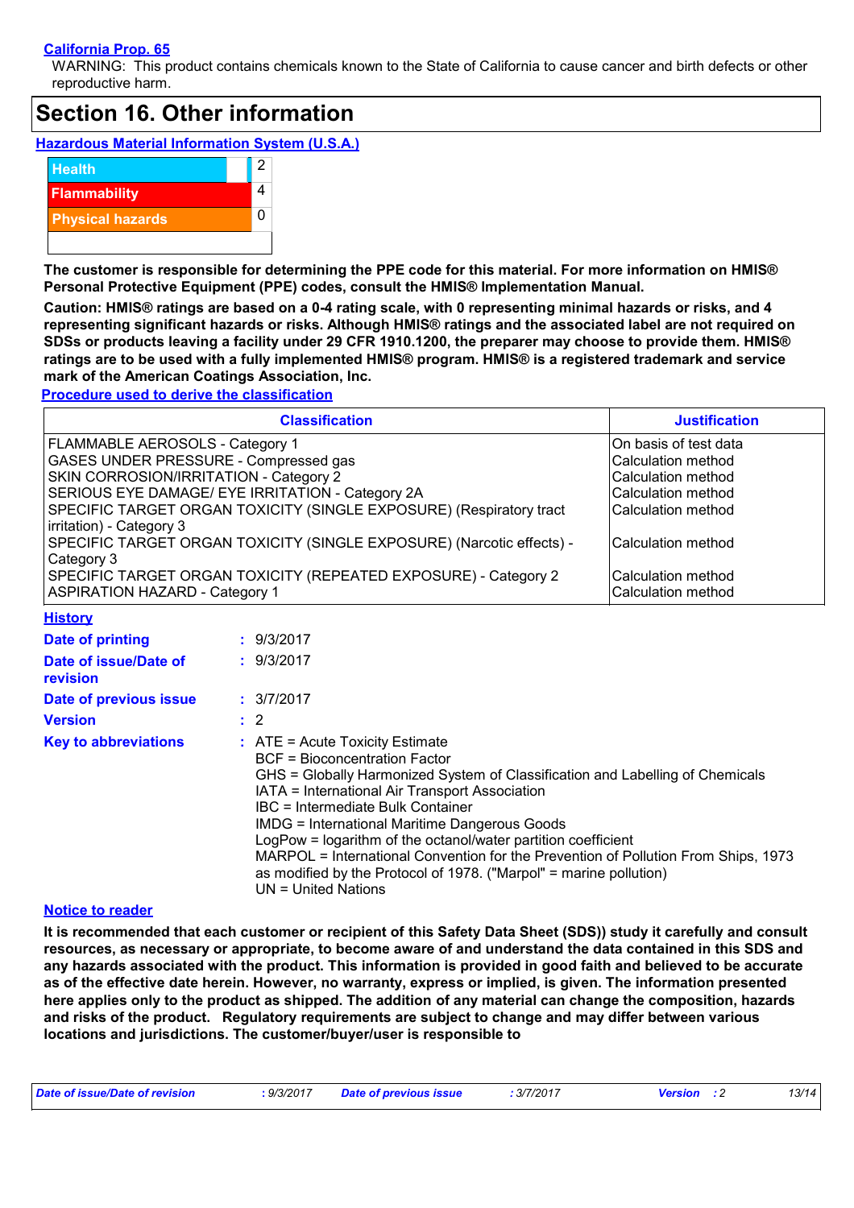**California Prop. 65**

WARNING: This product contains chemicals known to the State of California to cause cancer and birth defects or other reproductive harm.

## Section 16. Other information

**Hazardous Material Information System (U.S.A.)**

| | |
|---|---|
| Health | 2 |
| Flammability | 4 |
| Physical hazards | 0 |

**The customer is responsible for determining the PPE code for this material. For more information on HMIS® Personal Protective Equipment (PPE) codes, consult the HMIS® Implementation Manual.**

**Caution: HMIS® ratings are based on a 0-4 rating scale, with 0 representing minimal hazards or risks, and 4 representing significant hazards or risks. Although HMIS® ratings and the associated label are not required on SDSs or products leaving a facility under 29 CFR 1910.1200, the preparer may choose to provide them. HMIS® ratings are to be used with a fully implemented HMIS® program. HMIS® is a registered trademark and service mark of the American Coatings Association, Inc.**

**Procedure used to derive the classification**

| Classification | Justification |
|---|---|
| FLAMMABLE AEROSOLS - Category 1 | On basis of test data |
| GASES UNDER PRESSURE - Compressed gas | Calculation method |
| SKIN CORROSION/IRRITATION - Category 2 | Calculation method |
| SERIOUS EYE DAMAGE/ EYE IRRITATION - Category 2A | Calculation method |
| SPECIFIC TARGET ORGAN TOXICITY (SINGLE EXPOSURE) (Respiratory tract irritation) - Category 3 | Calculation method |
| SPECIFIC TARGET ORGAN TOXICITY (SINGLE EXPOSURE) (Narcotic effects) - Category 3 | Calculation method |
| SPECIFIC TARGET ORGAN TOXICITY (REPEATED EXPOSURE) - Category 2 | Calculation method |
| ASPIRATION HAZARD - Category 1 | Calculation method |

**History**

**Date of printing** : 9/3/2017

**Date of issue/Date of revision** : 9/3/2017

**Date of previous issue** : 3/7/2017

**Version** : 2

**Key to abbreviations** : ATE = Acute Toxicity Estimate
BCF = Bioconcentration Factor
GHS = Globally Harmonized System of Classification and Labelling of Chemicals
IATA = International Air Transport Association
IBC = Intermediate Bulk Container
IMDG = International Maritime Dangerous Goods
LogPow = logarithm of the octanol/water partition coefficient
MARPOL = International Convention for the Prevention of Pollution From Ships, 1973 as modified by the Protocol of 1978. ("Marpol" = marine pollution)
UN = United Nations

**Notice to reader**

**It is recommended that each customer or recipient of this Safety Data Sheet (SDS)) study it carefully and consult resources, as necessary or appropriate, to become aware of and understand the data contained in this SDS and any hazards associated with the product. This information is provided in good faith and believed to be accurate as of the effective date herein. However, no warranty, express or implied, is given. The information presented here applies only to the product as shipped. The addition of any material can change the composition, hazards and risks of the product. Regulatory requirements are subject to change and may differ between various locations and jurisdictions. The customer/buyer/user is responsible to**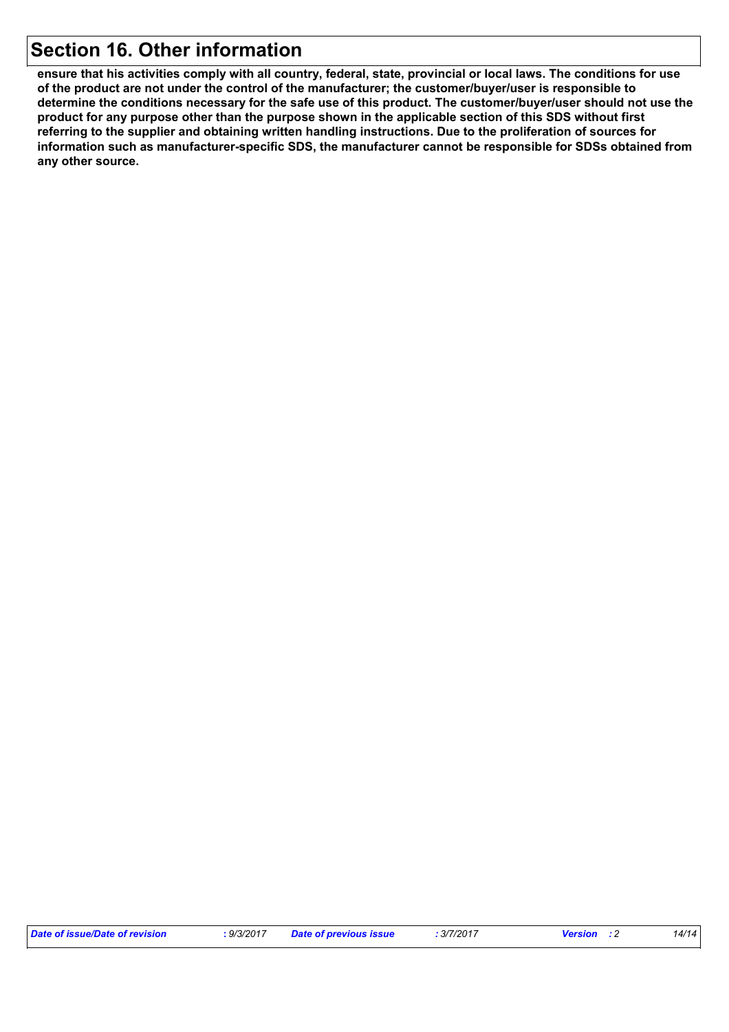## Section 16. Other information

**ensure that his activities comply with all country, federal, state, provincial or local laws. The conditions for use of the product are not under the control of the manufacturer; the customer/buyer/user is responsible to determine the conditions necessary for the safe use of this product. The customer/buyer/user should not use the product for any purpose other than the purpose shown in the applicable section of this SDS without first referring to the supplier and obtaining written handling instructions. Due to the proliferation of sources for information such as manufacturer-specific SDS, the manufacturer cannot be responsible for SDSs obtained from any other source.**